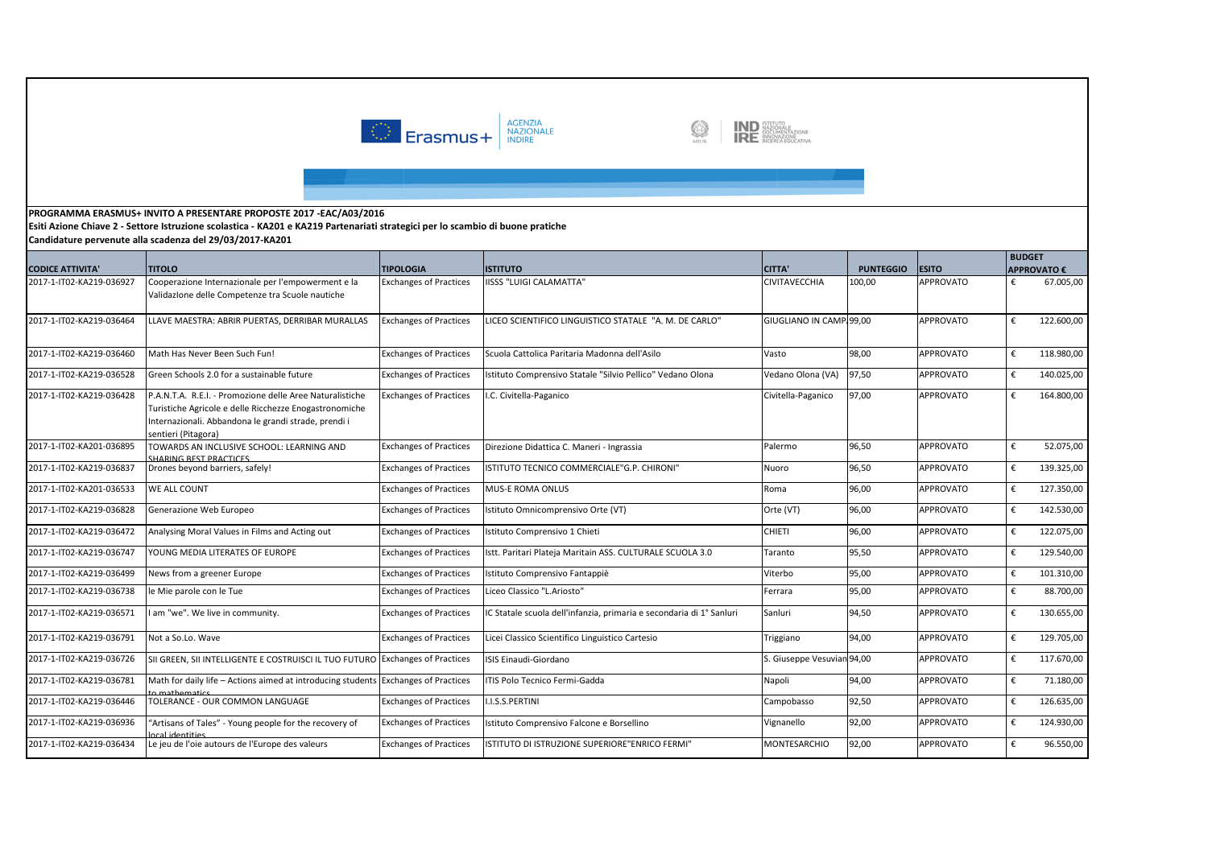**PROGRAMMA ERASMUS+ INVITO A PRESENTARE PROPOSTE 2017 -EAC/A03/2016**

**Esiti Azione Chiave 2 - Settore Istruzione scolastica - KA201 e KA219 Partenariati strategici per lo scambio di buone pratiche**

**Candidature pervenute alla scadenza del 29/03/2017-KA201**

| CODICE ATTIVITA' | TITOLO | TIPOLOGIA | ISTITUTO | CITTA' | PUNTEGGIO | ESITO | BUDGET APPROVATO € |
|---|---|---|---|---|---|---|---|
| 2017-1-IT02-KA219-036927 | Cooperazione Internazionale per l'empowerment e la Validazione delle Competenze tra Scuole nautiche | Exchanges of Practices | IISSS "LUIGI CALAMATTA" | CIVITAVECCHIA | 100,00 | APPROVATO | € 67.005,00 |
| 2017-1-IT02-KA219-036464 | LLAVE MAESTRA: ABRIR PUERTAS, DERRIBAR MURALLAS | Exchanges of Practices | LICEO SCIENTIFICO LINGUISTICO STATALE "A. M. DE CARLO" | GIUGLIANO IN CAMP. | 99,00 | APPROVATO | € 122.600,00 |
| 2017-1-IT02-KA219-036460 | Math Has Never Been Such Fun! | Exchanges of Practices | Scuola Cattolica Paritaria Madonna dell'Asilo | Vasto | 98,00 | APPROVATO | € 118.980,00 |
| 2017-1-IT02-KA219-036528 | Green Schools 2.0 for a sustainable future | Exchanges of Practices | Istituto Comprensivo Statale "Silvio Pellico" Vedano Olona | Vedano Olona (VA) | 97,50 | APPROVATO | € 140.025,00 |
| 2017-1-IT02-KA219-036428 | P.A.N.T.A. R.E.I. - Promozione delle Aree Naturalistiche Turistiche Agricole e delle Ricchezze Enogastronomiche Internazionali. Abbandona le grandi strade, prendi i sentieri (Pitagora) | Exchanges of Practices | I.C. Civitella-Paganico | Civitella-Paganico | 97,00 | APPROVATO | € 164.800,00 |
| 2017-1-IT02-KA201-036895 | TOWARDS AN INCLUSIVE SCHOOL: LEARNING AND SHARING BEST PRACTICES | Exchanges of Practices | Direzione Didattica C. Maneri - Ingrassia | Palermo | 96,50 | APPROVATO | € 52.075,00 |
| 2017-1-IT02-KA219-036837 | Drones beyond barriers, safely! | Exchanges of Practices | ISTITUTO TECNICO COMMERCIALE"G.P. CHIRONI" | Nuoro | 96,50 | APPROVATO | € 139.325,00 |
| 2017-1-IT02-KA201-036533 | WE ALL COUNT | Exchanges of Practices | MUS-E ROMA ONLUS | Roma | 96,00 | APPROVATO | € 127.350,00 |
| 2017-1-IT02-KA219-036828 | Generazione Web Europeo | Exchanges of Practices | Istituto Omnicomprensivo Orte (VT) | Orte (VT) | 96,00 | APPROVATO | € 142.530,00 |
| 2017-1-IT02-KA219-036472 | Analysing Moral Values in Films and Acting out | Exchanges of Practices | Istituto Comprensivo 1 Chieti | CHIETI | 96,00 | APPROVATO | € 122.075,00 |
| 2017-1-IT02-KA219-036747 | YOUNG MEDIA LITERATES OF EUROPE | Exchanges of Practices | Istt. Paritari Plateja Maritain ASS. CULTURALE SCUOLA 3.0 | Taranto | 95,50 | APPROVATO | € 129.540,00 |
| 2017-1-IT02-KA219-036499 | News from a greener Europe | Exchanges of Practices | Istituto Comprensivo Fantappiè | Viterbo | 95,00 | APPROVATO | € 101.310,00 |
| 2017-1-IT02-KA219-036738 | le Mie parole con le Tue | Exchanges of Practices | Liceo Classico "L.Ariosto" | Ferrara | 95,00 | APPROVATO | € 88.700,00 |
| 2017-1-IT02-KA219-036571 | I am "we". We live in community. | Exchanges of Practices | IC Statale scuola dell'infanzia, primaria e secondaria di 1° Sanluri | Sanluri | 94,50 | APPROVATO | € 130.655,00 |
| 2017-1-IT02-KA219-036791 | Not a So.Lo. Wave | Exchanges of Practices | Licei Classico Scientifico Linguistico Cartesio | Triggiano | 94,00 | APPROVATO | € 129.705,00 |
| 2017-1-IT02-KA219-036726 | SII GREEN, SII INTELLIGENTE E COSTRUISCI IL TUO FUTURO | Exchanges of Practices | ISIS Einaudi-Giordano | S. Giuseppe Vesuvian | 94,00 | APPROVATO | € 117.670,00 |
| 2017-1-IT02-KA219-036781 | Math for daily life – Actions aimed at introducing students to mathematics | Exchanges of Practices | ITIS Polo Tecnico Fermi-Gadda | Napoli | 94,00 | APPROVATO | € 71.180,00 |
| 2017-1-IT02-KA219-036446 | TOLERANCE - OUR COMMON LANGUAGE | Exchanges of Practices | I.I.S.S.PERTINI | Campobasso | 92,50 | APPROVATO | € 126.635,00 |
| 2017-1-IT02-KA219-036936 | "Artisans of Tales" - Young people for the recovery of local identities | Exchanges of Practices | Istituto Comprensivo Falcone e Borsellino | Vignanello | 92,00 | APPROVATO | € 124.930,00 |
| 2017-1-IT02-KA219-036434 | Le jeu de l'oie autours de l'Europe des valeurs | Exchanges of Practices | ISTITUTO DI ISTRUZIONE SUPERIORE"ENRICO FERMI" | MONTESARCHIO | 92,00 | APPROVATO | € 96.550,00 |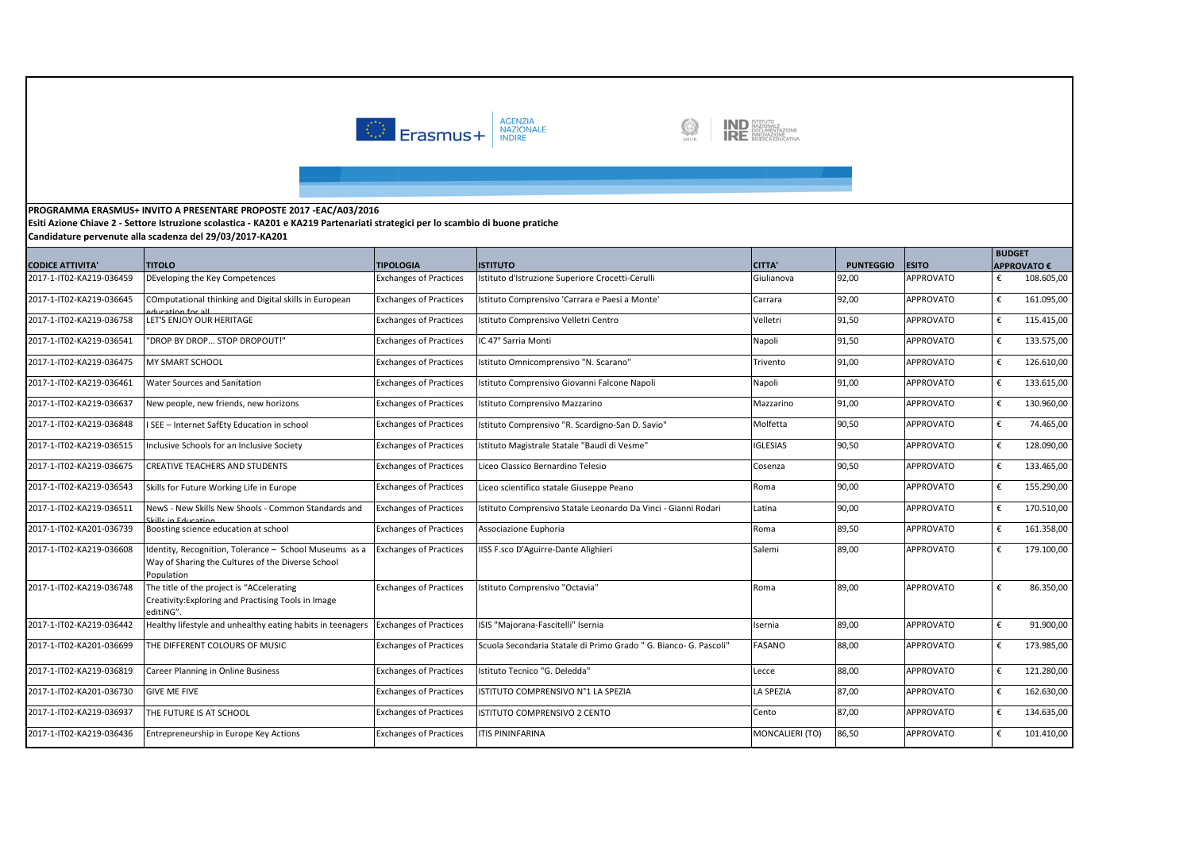**PROGRAMMA ERASMUS+ INVITO A PRESENTARE PROPOSTE 2017 -EAC/A03/2016**

**Esiti Azione Chiave 2 - Settore Istruzione scolastica - KA201 e KA219 Partenariati strategici per lo scambio di buone pratiche**

**Candidature pervenute alla scadenza del 29/03/2017-KA201**

| CODICE ATTIVITA' | TITOLO | TIPOLOGIA | ISTITUTO | CITTA' | PUNTEGGIO | ESITO | BUDGET APPROVATO € |
|---|---|---|---|---|---|---|---|
| 2017-1-IT02-KA219-036459 | DEveloping the Key Competences | Exchanges of Practices | Istituto d'Istruzione Superiore Crocetti-Cerulli | Giulianova | 92,00 | APPROVATO | € 108.605,00 |
| 2017-1-IT02-KA219-036645 | COmputational thinking and Digital skills in European education for all | Exchanges of Practices | Istituto Comprensivo 'Carrara e Paesi a Monte' | Carrara | 92,00 | APPROVATO | € 161.095,00 |
| 2017-1-IT02-KA219-036758 | LET'S ENJOY OUR HERITAGE | Exchanges of Practices | Istituto Comprensivo Velletri Centro | Velletri | 91,50 | APPROVATO | € 115.415,00 |
| 2017-1-IT02-KA219-036541 | "DROP BY DROP... STOP DROPOUT!" | Exchanges of Practices | IC 47° Sarria Monti | Napoli | 91,50 | APPROVATO | € 133.575,00 |
| 2017-1-IT02-KA219-036475 | MY SMART SCHOOL | Exchanges of Practices | Istituto Omnicomprensivo "N. Scarano" | Trivento | 91,00 | APPROVATO | € 126.610,00 |
| 2017-1-IT02-KA219-036461 | Water Sources and Sanitation | Exchanges of Practices | Istituto Comprensivo Giovanni Falcone Napoli | Napoli | 91,00 | APPROVATO | € 133.615,00 |
| 2017-1-IT02-KA219-036637 | New people, new friends, new horizons | Exchanges of Practices | Istituto Comprensivo Mazzarino | Mazzarino | 91,00 | APPROVATO | € 130.960,00 |
| 2017-1-IT02-KA219-036848 | I SEE – Internet SafEty Education in school | Exchanges of Practices | Istituto Comprensivo "R. Scardigno-San D. Savio" | Molfetta | 90,50 | APPROVATO | € 74.465,00 |
| 2017-1-IT02-KA219-036515 | Inclusive Schools for an Inclusive Society | Exchanges of Practices | Istituto Magistrale Statale "Baudi di Vesme" | IGLESIAS | 90,50 | APPROVATO | € 128.090,00 |
| 2017-1-IT02-KA219-036675 | CREATIVE TEACHERS AND STUDENTS | Exchanges of Practices | Liceo Classico Bernardino Telesio | Cosenza | 90,50 | APPROVATO | € 133.465,00 |
| 2017-1-IT02-KA219-036543 | Skills for Future Working Life in Europe | Exchanges of Practices | Liceo scientifico statale Giuseppe Peano | Roma | 90,00 | APPROVATO | € 155.290,00 |
| 2017-1-IT02-KA219-036511 | NewS - New Skills New Shools - Common Standards and Skills in Education | Exchanges of Practices | Istituto Comprensivo Statale Leonardo Da Vinci - Gianni Rodari | Latina | 90,00 | APPROVATO | € 170.510,00 |
| 2017-1-IT02-KA201-036739 | Boosting science education at school | Exchanges of Practices | Associazione Euphoria | Roma | 89,50 | APPROVATO | € 161.358,00 |
| 2017-1-IT02-KA219-036608 | Identity, Recognition, Tolerance – School Museums as a Way of Sharing the Cultures of the Diverse School Population | Exchanges of Practices | IISS F.sco D'Aguirre-Dante Alighieri | Salemi | 89,00 | APPROVATO | € 179.100,00 |
| 2017-1-IT02-KA219-036748 | The title of the project is "ACcelerating Creativity:Exploring and Practising Tools in Image editiNG". | Exchanges of Practices | Istituto Comprensivo "Octavia" | Roma | 89,00 | APPROVATO | € 86.350,00 |
| 2017-1-IT02-KA219-036442 | Healthy lifestyle and unhealthy eating habits in teenagers | Exchanges of Practices | ISIS "Majorana-Fascitelli" Isernia | Isernia | 89,00 | APPROVATO | € 91.900,00 |
| 2017-1-IT02-KA201-036699 | THE DIFFERENT COLOURS OF MUSIC | Exchanges of Practices | Scuola Secondaria Statale di Primo Grado " G. Bianco- G. Pascoli" | FASANO | 88,00 | APPROVATO | € 173.985,00 |
| 2017-1-IT02-KA219-036819 | Career Planning in Online Business | Exchanges of Practices | Istituto Tecnico "G. Deledda" | Lecce | 88,00 | APPROVATO | € 121.280,00 |
| 2017-1-IT02-KA201-036730 | GIVE ME FIVE | Exchanges of Practices | ISTITUTO COMPRENSIVO N°1 LA SPEZIA | LA SPEZIA | 87,00 | APPROVATO | € 162.630,00 |
| 2017-1-IT02-KA219-036937 | THE FUTURE IS AT SCHOOL | Exchanges of Practices | ISTITUTO COMPRENSIVO 2 CENTO | Cento | 87,00 | APPROVATO | € 134.635,00 |
| 2017-1-IT02-KA219-036436 | Entrepreneurship in Europe Key Actions | Exchanges of Practices | ITIS PININFARINA | MONCALIERI (TO) | 86,50 | APPROVATO | € 101.410,00 |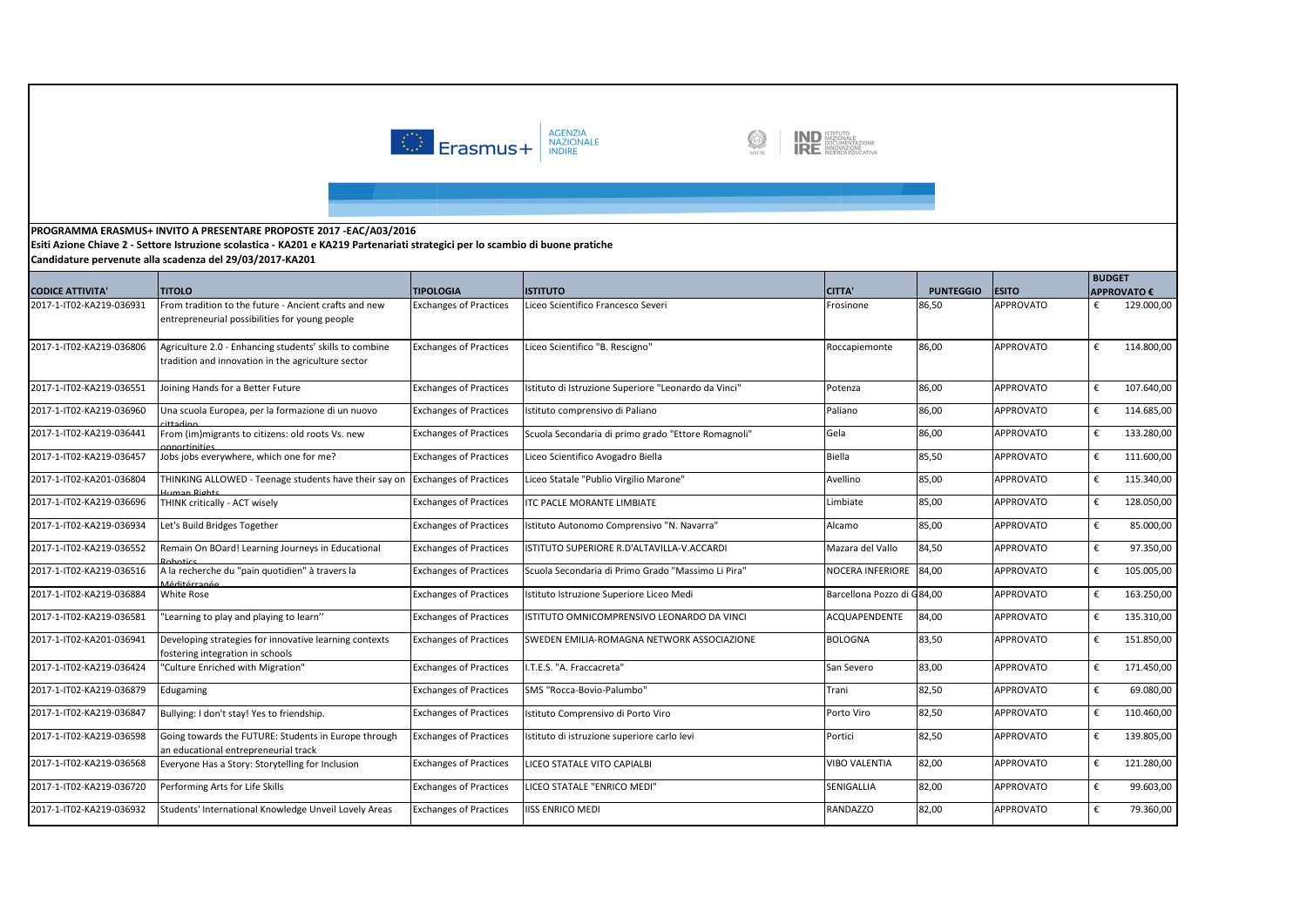**PROGRAMMA ERASMUS+ INVITO A PRESENTARE PROPOSTE 2017 -EAC/A03/2016**
**Esiti Azione Chiave 2 - Settore Istruzione scolastica - KA201 e KA219 Partenariati strategici per lo scambio di buone pratiche**
**Candidature pervenute alla scadenza del 29/03/2017-KA201**

| CODICE ATTIVITA' | TITOLO | TIPOLOGIA | ISTITUTO | CITTA' | PUNTEGGIO | ESITO | BUDGET APPROVATO € |
|---|---|---|---|---|---|---|---|
| 2017-1-IT02-KA219-036931 | From tradition to the future - Ancient crafts and new entrepreneurial possibilities for young people | Exchanges of Practices | Liceo Scientifico Francesco Severi | Frosinone | 86,50 | APPROVATO | € 129.000,00 |
| 2017-1-IT02-KA219-036806 | Agriculture 2.0 - Enhancing students' skills to combine tradition and innovation in the agriculture sector | Exchanges of Practices | Liceo Scientifico "B. Rescigno" | Roccapiemonte | 86,00 | APPROVATO | € 114.800,00 |
| 2017-1-IT02-KA219-036551 | Joining Hands for a Better Future | Exchanges of Practices | Istituto di Istruzione Superiore "Leonardo da Vinci" | Potenza | 86,00 | APPROVATO | € 107.640,00 |
| 2017-1-IT02-KA219-036960 | Una scuola Europea, per la formazione di un nuovo cittadino | Exchanges of Practices | Istituto comprensivo di Paliano | Paliano | 86,00 | APPROVATO | € 114.685,00 |
| 2017-1-IT02-KA219-036441 | From (im)migrants to citizens: old roots Vs. new opportinities | Exchanges of Practices | Scuola Secondaria di primo grado "Ettore Romagnoli" | Gela | 86,00 | APPROVATO | € 133.280,00 |
| 2017-1-IT02-KA219-036457 | Jobs jobs everywhere, which one for me? | Exchanges of Practices | Liceo Scientifico Avogadro Biella | Biella | 85,50 | APPROVATO | € 111.600,00 |
| 2017-1-IT02-KA201-036804 | THINKING ALLOWED - Teenage students have their say on Human Rights | Exchanges of Practices | Liceo Statale "Publio Virgilio Marone" | Avellino | 85,00 | APPROVATO | € 115.340,00 |
| 2017-1-IT02-KA219-036696 | THINK critically - ACT wisely | Exchanges of Practices | ITC PACLE MORANTE LIMBIATE | Limbiate | 85,00 | APPROVATO | € 128.050,00 |
| 2017-1-IT02-KA219-036934 | Let's Build Bridges Together | Exchanges of Practices | Istituto Autonomo Comprensivo "N. Navarra" | Alcamo | 85,00 | APPROVATO | € 85.000,00 |
| 2017-1-IT02-KA219-036552 | Remain On BOard! Learning Journeys in Educational Robotics | Exchanges of Practices | ISTITUTO SUPERIORE R.D'ALTAVILLA-V.ACCARDI | Mazara del Vallo | 84,50 | APPROVATO | € 97.350,00 |
| 2017-1-IT02-KA219-036516 | A la recherche du "pain quotidien" à travers la Méditérranée | Exchanges of Practices | Scuola Secondaria di Primo Grado "Massimo Li Pira" | NOCERA INFERIORE | 84,00 | APPROVATO | € 105.005,00 |
| 2017-1-IT02-KA219-036884 | White Rose | Exchanges of Practices | Istituto Istruzione Superiore Liceo Medi | Barcellona Pozzo di G | 84,00 | APPROVATO | € 163.250,00 |
| 2017-1-IT02-KA219-036581 | "Learning to play and playing to learn" | Exchanges of Practices | ISTITUTO OMNICOMPRENSIVO LEONARDO DA VINCI | ACQUAPENDENTE | 84,00 | APPROVATO | € 135.310,00 |
| 2017-1-IT02-KA201-036941 | Developing strategies for innovative learning contexts fostering integration in schools | Exchanges of Practices | SWEDEN EMILIA-ROMAGNA NETWORK ASSOCIAZIONE | BOLOGNA | 83,50 | APPROVATO | € 151.850,00 |
| 2017-1-IT02-KA219-036424 | "Culture Enriched with Migration" | Exchanges of Practices | I.T.E.S. "A. Fraccacreta" | San Severo | 83,00 | APPROVATO | € 171.450,00 |
| 2017-1-IT02-KA219-036879 | Edugaming | Exchanges of Practices | SMS "Rocca-Bovio-Palumbo" | Trani | 82,50 | APPROVATO | € 69.080,00 |
| 2017-1-IT02-KA219-036847 | Bullying: I don't stay! Yes to friendship. | Exchanges of Practices | Istituto Comprensivo di Porto Viro | Porto Viro | 82,50 | APPROVATO | € 110.460,00 |
| 2017-1-IT02-KA219-036598 | Going towards the FUTURE: Students in Europe through an educational entrepreneurial track | Exchanges of Practices | Istituto di istruzione superiore carlo levi | Portici | 82,50 | APPROVATO | € 139.805,00 |
| 2017-1-IT02-KA219-036568 | Everyone Has a Story: Storytelling for Inclusion | Exchanges of Practices | LICEO STATALE VITO CAPIALBI | VIBO VALENTIA | 82,00 | APPROVATO | € 121.280,00 |
| 2017-1-IT02-KA219-036720 | Performing Arts for Life Skills | Exchanges of Practices | LICEO STATALE "ENRICO MEDI" | SENIGALLIA | 82,00 | APPROVATO | € 99.603,00 |
| 2017-1-IT02-KA219-036932 | Students' International Knowledge Unveil Lovely Areas | Exchanges of Practices | IISS ENRICO MEDI | RANDAZZO | 82,00 | APPROVATO | € 79.360,00 |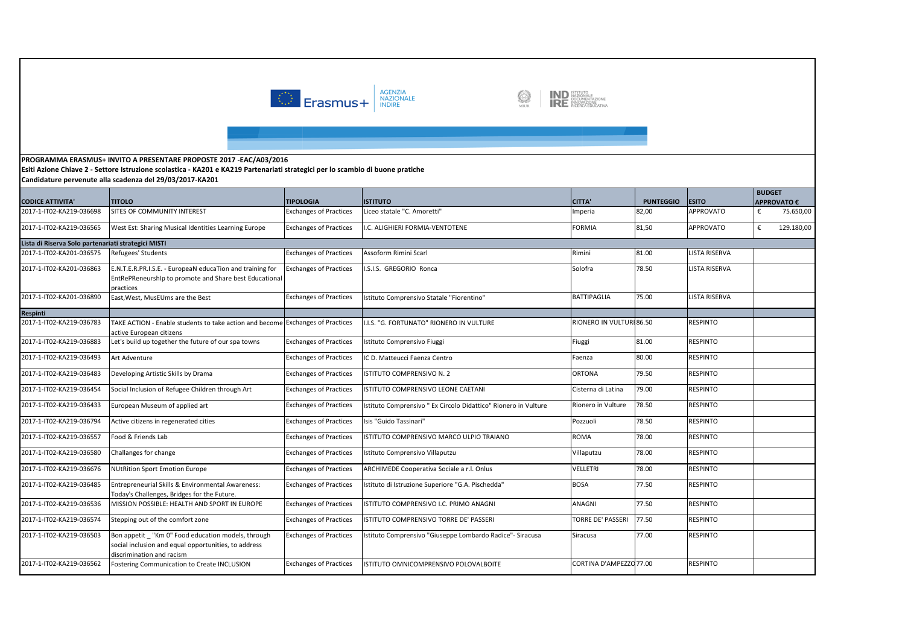**PROGRAMMA ERASMUS+ INVITO A PRESENTARE PROPOSTE 2017 -EAC/A03/2016**
**Esiti Azione Chiave 2 - Settore Istruzione scolastica - KA201 e KA219 Partenariati strategici per lo scambio di buone pratiche**
**Candidature pervenute alla scadenza del 29/03/2017-KA201**

| CODICE ATTIVITA' | TITOLO | TIPOLOGIA | ISTITUTO | CITTA' | PUNTEGGIO | ESITO | BUDGET APPROVATO € |
|---|---|---|---|---|---|---|---|
| 2017-1-IT02-KA219-036698 | SITES OF COMMUNITY INTEREST | Exchanges of Practices | Liceo statale "C. Amoretti" | Imperia | 82,00 | APPROVATO | € 75.650,00 |
| 2017-1-IT02-KA219-036565 | West Est: Sharing Musical Identities Learning Europe | Exchanges of Practices | I.C. ALIGHIERI FORMIA-VENTOTENE | FORMIA | 81,50 | APPROVATO | € 129.180,00 |
| **Lista di Riserva Solo partenariati strategici MISTI** | | | | | | | |
| 2017-1-IT02-KA201-036575 | Refugees' Students | Exchanges of Practices | Assoform Rimini Scarl | Rimini | 81.00 | LISTA RISERVA | |
| 2017-1-IT02-KA201-036863 | E.N.T.E.R.PR.I.S.E. - EuropeaN educaTion and training for EntRePReneurshIp to promote and Share best Educational practices | Exchanges of Practices | I.S.I.S. GREGORIO Ronca | Solofra | 78.50 | LISTA RISERVA | |
| 2017-1-IT02-KA201-036890 | East,West, MusEUms are the Best | Exchanges of Practices | Istituto Comprensivo Statale "Fiorentino" | BATTIPAGLIA | 75.00 | LISTA RISERVA | |
| **Respinti** | | | | | | | |
| 2017-1-IT02-KA219-036783 | TAKE ACTION - Enable students to take action and become active European citizens | Exchanges of Practices | I.I.S. "G. FORTUNATO" RIONERO IN VULTURE | RIONERO IN VULTURE | 86.50 | RESPINTO | |
| 2017-1-IT02-KA219-036883 | Let's build up together the future of our spa towns | Exchanges of Practices | Istituto Comprensivo Fiuggi | Fiuggi | 81.00 | RESPINTO | |
| 2017-1-IT02-KA219-036493 | Art Adventure | Exchanges of Practices | IC D. Matteucci Faenza Centro | Faenza | 80.00 | RESPINTO | |
| 2017-1-IT02-KA219-036483 | Developing Artistic Skills by Drama | Exchanges of Practices | ISTITUTO COMPRENSIVO N. 2 | ORTONA | 79.50 | RESPINTO | |
| 2017-1-IT02-KA219-036454 | Social Inclusion of Refugee Children through Art | Exchanges of Practices | ISTITUTO COMPRENSIVO LEONE CAETANI | Cisterna di Latina | 79.00 | RESPINTO | |
| 2017-1-IT02-KA219-036433 | European Museum of applied art | Exchanges of Practices | Istituto Comprensivo " Ex Circolo Didattico" Rionero in Vulture | Rionero in Vulture | 78.50 | RESPINTO | |
| 2017-1-IT02-KA219-036794 | Active citizens in regenerated cities | Exchanges of Practices | Isis "Guido Tassinari" | Pozzuoli | 78.50 | RESPINTO | |
| 2017-1-IT02-KA219-036557 | Food & Friends Lab | Exchanges of Practices | ISTITUTO COMPRENSIVO MARCO ULPIO TRAIANO | ROMA | 78.00 | RESPINTO | |
| 2017-1-IT02-KA219-036580 | Challanges for change | Exchanges of Practices | Istituto Comprensivo Villaputzu | Villaputzu | 78.00 | RESPINTO | |
| 2017-1-IT02-KA219-036676 | NUtRition Sport Emotion Europe | Exchanges of Practices | ARCHIMEDE Cooperativa Sociale a r.l. Onlus | VELLETRI | 78.00 | RESPINTO | |
| 2017-1-IT02-KA219-036485 | Entrepreneurial Skills & Environmental Awareness: Today's Challenges, Bridges for the Future. | Exchanges of Practices | Istituto di Istruzione Superiore "G.A. Pischedda" | BOSA | 77.50 | RESPINTO | |
| 2017-1-IT02-KA219-036536 | MISSION POSSIBLE: HEALTH AND SPORT IN EUROPE | Exchanges of Practices | ISTITUTO COMPRENSIVO I.C. PRIMO ANAGNI | ANAGNI | 77.50 | RESPINTO | |
| 2017-1-IT02-KA219-036574 | Stepping out of the comfort zone | Exchanges of Practices | ISTITUTO COMPRENSIVO TORRE DE' PASSERI | TORRE DE' PASSERI | 77.50 | RESPINTO | |
| 2017-1-IT02-KA219-036503 | Bon appetit _ "Km 0" Food education models, through social inclusion and equal opportunities, to address discrimination and racism | Exchanges of Practices | Istituto Comprensivo "Giuseppe Lombardo Radice"- Siracusa | Siracusa | 77.00 | RESPINTO | |
| 2017-1-IT02-KA219-036562 | Fostering Communication to Create INCLUSION | Exchanges of Practices | ISTITUTO OMNICOMPRENSIVO POLOVALBOITE | CORTINA D'AMPEZZO | 77.00 | RESPINTO | |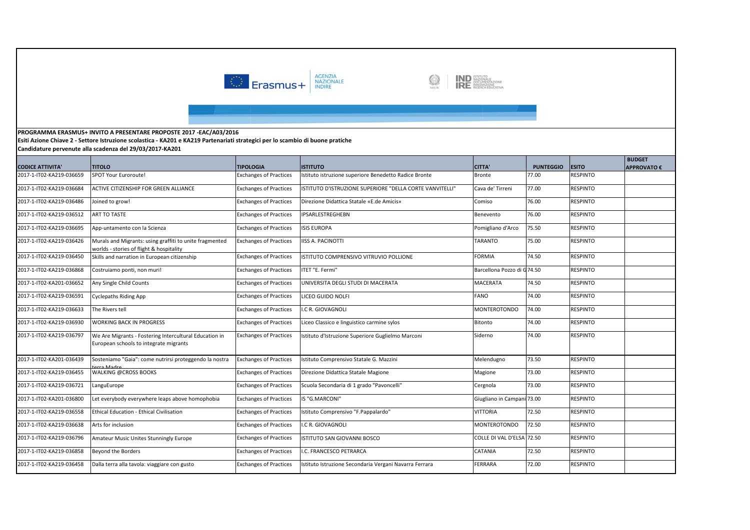**PROGRAMMA ERASMUS+ INVITO A PRESENTARE PROPOSTE 2017 -EAC/A03/2016**
**Esiti Azione Chiave 2 - Settore Istruzione scolastica - KA201 e KA219 Partenariati strategici per lo scambio di buone pratiche**
**Candidature pervenute alla scadenza del 29/03/2017-KA201**

| CODICE ATTIVITA' | TITOLO | TIPOLOGIA | ISTITUTO | CITTA' | PUNTEGGIO | ESITO | BUDGET APPROVATO € |
|---|---|---|---|---|---|---|---|
| 2017-1-IT02-KA219-036659 | SPOT Your Euroroute! | Exchanges of Practices | Istituto istruzione superiore Benedetto Radice Bronte | Bronte | 77.00 | RESPINTO | |
| 2017-1-IT02-KA219-036684 | ACTIVE CITIZENSHIP FOR GREEN ALLIANCE | Exchanges of Practices | ISTITUTO D'ISTRUZIONE SUPERIORE "DELLA CORTE VANVITELLI" | Cava de' Tirreni | 77.00 | RESPINTO | |
| 2017-1-IT02-KA219-036486 | Joined to grow! | Exchanges of Practices | Direzione Didattica Statale «E.de Amicis» | Comiso | 76.00 | RESPINTO | |
| 2017-1-IT02-KA219-036512 | ART TO TASTE | Exchanges of Practices | IPSARLESTREGHEBN | Benevento | 76.00 | RESPINTO | |
| 2017-1-IT02-KA219-036695 | App-untamento con la Scienza | Exchanges of Practices | ISIS EUROPA | Pomigliano d'Arco | 75.50 | RESPINTO | |
| 2017-1-IT02-KA219-036426 | Murals and Migrants: using graffiti to unite fragmented worlds - stories of flight & hospitality | Exchanges of Practices | IISS A. PACINOTTI | TARANTO | 75.00 | RESPINTO | |
| 2017-1-IT02-KA219-036450 | Skills and narration in European citizenship | Exchanges of Practices | ISTITUTO COMPRENSIVO VITRUVIO POLLIONE | FORMIA | 74.50 | RESPINTO | |
| 2017-1-IT02-KA219-036868 | Costruiamo ponti, non muri! | Exchanges of Practices | ITET "E. Fermi" | Barcellona Pozzo di G | 74.50 | RESPINTO | |
| 2017-1-IT02-KA201-036652 | Any Single Child Counts | Exchanges of Practices | UNIVERSITA DEGLI STUDI DI MACERATA | MACERATA | 74.50 | RESPINTO | |
| 2017-1-IT02-KA219-036591 | Cyclepaths Riding App | Exchanges of Practices | LICEO GUIDO NOLFI | FANO | 74.00 | RESPINTO | |
| 2017-1-IT02-KA219-036633 | The Rivers tell | Exchanges of Practices | I.C R. GIOVAGNOLI | MONTEROTONDO | 74.00 | RESPINTO | |
| 2017-1-IT02-KA219-036930 | WORKING BACK IN PROGRESS | Exchanges of Practices | Liceo Classico e linguistico carmine sylos | Bitonto | 74.00 | RESPINTO | |
| 2017-1-IT02-KA219-036797 | We Are Migrants - Fostering Intercultural Education in European schools to integrate migrants | Exchanges of Practices | Istituto d'Istruzione Superiore Guglielmo Marconi | Siderno | 74.00 | RESPINTO | |
| 2017-1-IT02-KA201-036439 | Sosteniamo "Gaia": come nutrirsi proteggendo la nostra terra Madre | Exchanges of Practices | Istituto Comprensivo Statale G. Mazzini | Melendugno | 73.50 | RESPINTO | |
| 2017-1-IT02-KA219-036455 | WALKING @CROSS BOOKS | Exchanges of Practices | Direzione Didattica Statale Magione | Magione | 73.00 | RESPINTO | |
| 2017-1-IT02-KA219-036721 | LanguEurope | Exchanges of Practices | Scuola Secondaria di 1 grado "Pavoncelli" | Cergnola | 73.00 | RESPINTO | |
| 2017-1-IT02-KA201-036800 | Let everybody everywhere leaps above homophobia | Exchanges of Practices | IS "G.MARCONI" | Giugliano in Campani | 73.00 | RESPINTO | |
| 2017-1-IT02-KA219-036558 | Ethical Education - Ethical Civilisation | Exchanges of Practices | Istituto Comprensivo "F.Pappalardo" | VITTORIA | 72.50 | RESPINTO | |
| 2017-1-IT02-KA219-036638 | Arts for inclusion | Exchanges of Practices | I.C R. GIOVAGNOLI | MONTEROTONDO | 72.50 | RESPINTO | |
| 2017-1-IT02-KA219-036796 | Amateur Music Unites Stunningly Europe | Exchanges of Practices | ISTITUTO SAN GIOVANNI BOSCO | COLLE DI VAL D'ELSA | 72.50 | RESPINTO | |
| 2017-1-IT02-KA219-036858 | Beyond the Borders | Exchanges of Practices | I.C. FRANCESCO PETRARCA | CATANIA | 72.50 | RESPINTO | |
| 2017-1-IT02-KA219-036458 | Dalla terra alla tavola: viaggiare con gusto | Exchanges of Practices | Istituto Istruzione Secondaria Vergani Navarra Ferrara | FERRARA | 72.00 | RESPINTO | |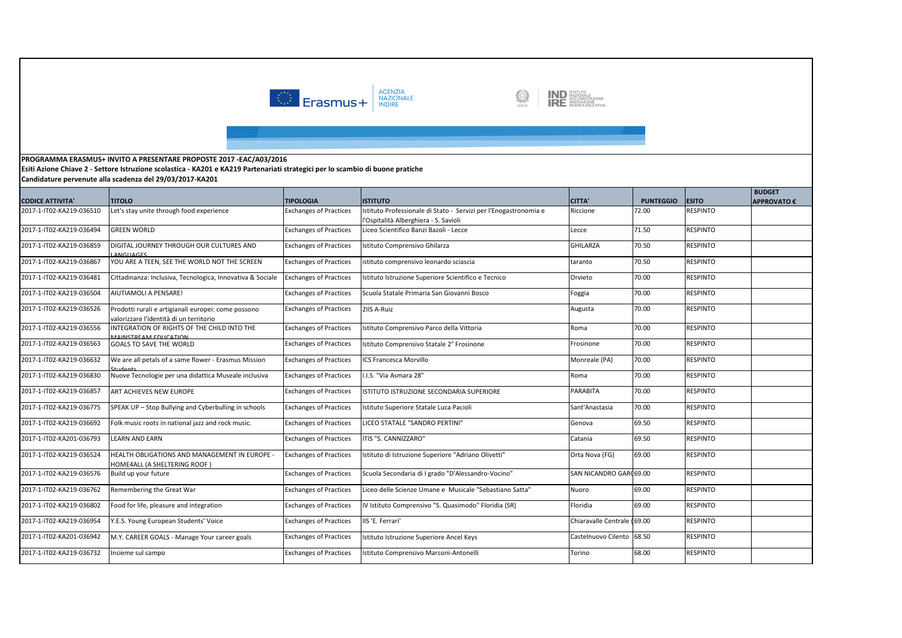**PROGRAMMA ERASMUS+ INVITO A PRESENTARE PROPOSTE 2017 -EAC/A03/2016**
**Esiti Azione Chiave 2 - Settore Istruzione scolastica - KA201 e KA219 Partenariati strategici per lo scambio di buone pratiche**
**Candidature pervenute alla scadenza del 29/03/2017-KA201**

| CODICE ATTIVITA' | TITOLO | TIPOLOGIA | ISTITUTO | CITTA' | PUNTEGGIO | ESITO | BUDGET APPROVATO € |
|---|---|---|---|---|---|---|---|
| 2017-1-IT02-KA219-036510 | Let's stay unite through food experience | Exchanges of Practices | Istituto Professionale di Stato - Servizi per l'Enogastronomia e l'Ospitalità Alberghiera - S. Savioli | Riccione | 72.00 | RESPINTO | |
| 2017-1-IT02-KA219-036494 | GREEN WORLD | Exchanges of Practices | Liceo Scientifico Banzi Bazoli - Lecce | Lecce | 71.50 | RESPINTO | |
| 2017-1-IT02-KA219-036859 | DIGITAL JOURNEY THROUGH OUR CULTURES AND LANGUAGES | Exchanges of Practices | Istituto Comprensivo Ghilarza | GHILARZA | 70.50 | RESPINTO | |
| 2017-1-IT02-KA219-036867 | YOU ARE A TEEN, SEE THE WORLD NOT THE SCREEN | Exchanges of Practices | istituto comprensivo leonardo sciascia | taranto | 70.50 | RESPINTO | |
| 2017-1-IT02-KA219-036481 | Cittadinanza: Inclusiva, Tecnologica, Innovativa & Sociale | Exchanges of Practices | Istituto Istruzione Superiore Scientifico e Tecnico | Orvieto | 70.00 | RESPINTO | |
| 2017-1-IT02-KA219-036504 | AIUTIAMOLI A PENSARE! | Exchanges of Practices | Scuola Statale Primaria San Giovanni Bosco | Foggia | 70.00 | RESPINTO | |
| 2017-1-IT02-KA219-036526 | Prodotti rurali e artigianali europei: come possono valorizzare l'identità di un territorio | Exchanges of Practices | 2IIS A-Ruiz | Augusta | 70.00 | RESPINTO | |
| 2017-1-IT02-KA219-036556 | INTEGRATION OF RIGHTS OF THE CHILD INTO THE MAINSTREAM EDUCATION | Exchanges of Practices | Istituto Comprensivo Parco della Vittoria | Roma | 70.00 | RESPINTO | |
| 2017-1-IT02-KA219-036563 | GOALS TO SAVE THE WORLD | Exchanges of Practices | Istituto Comprensivo Statale 2° Frosinone | Frosinone | 70.00 | RESPINTO | |
| 2017-1-IT02-KA219-036632 | We are all petals of a same flower - Erasmus Mission Students | Exchanges of Practices | ICS Francesca Morvillo | Monreale (PA) | 70.00 | RESPINTO | |
| 2017-1-IT02-KA219-036830 | Nuove Tecnologie per una didattica Museale inclusiva | Exchanges of Practices | I.I.S. "Via Asmara 28" | Roma | 70.00 | RESPINTO | |
| 2017-1-IT02-KA219-036857 | ART ACHIEVES NEW EUROPE | Exchanges of Practices | ISTITUTO ISTRUZIONE SECONDARIA SUPERIORE | PARABITA | 70.00 | RESPINTO | |
| 2017-1-IT02-KA219-036775 | SPEAK UP – Stop Bullying and Cyberbulling in schools | Exchanges of Practices | Istituto Superiore Statale Luca Pacioli | Sant'Anastasia | 70.00 | RESPINTO | |
| 2017-1-IT02-KA219-036692 | Folk music roots in national jazz and rock music. | Exchanges of Practices | LICEO STATALE "SANDRO PERTINI" | Genova | 69.50 | RESPINTO | |
| 2017-1-IT02-KA201-036793 | LEARN AND EARN | Exchanges of Practices | ITIS "S. CANNIZZARO" | Catania | 69.50 | RESPINTO | |
| 2017-1-IT02-KA219-036524 | HEALTH OBLIGATIONS AND MANAGEMENT IN EUROPE - HOME4ALL (A SHELTERING ROOF ) | Exchanges of Practices | Istituto di Istruzione Superiore "Adriano Olivetti" | Orta Nova (FG) | 69.00 | RESPINTO | |
| 2017-1-IT02-KA219-036576 | Build up your future | Exchanges of Practices | Scuola Secondaria di I grado "D'Alessandro-Vocino" | SAN NICANDRO GAR( | 69.00 | RESPINTO | |
| 2017-1-IT02-KA219-036762 | Remembering the Great War | Exchanges of Practices | Liceo delle Scienze Umane e Musicale "Sebastiano Satta" | Nuoro | 69.00 | RESPINTO | |
| 2017-1-IT02-KA219-036802 | Food for life, pleasure and integration | Exchanges of Practices | IV Istituto Comprensivo "S. Quasimodo" Floridia (SR) | Floridia | 69.00 | RESPINTO | |
| 2017-1-IT02-KA219-036954 | Y.E.S. Young European Students' Voice | Exchanges of Practices | IIS 'E. Ferrari' | Chiaravalle Centrale ( | 69.00 | RESPINTO | |
| 2017-1-IT02-KA201-036942 | M.Y. CAREER GOALS - Manage Your career goals | Exchanges of Practices | Istituto Istruzione Superiore Ancel Keys | Castelnuovo Cilento | 68.50 | RESPINTO | |
| 2017-1-IT02-KA219-036732 | Insieme sul campo | Exchanges of Practices | Istituto Comprensivo Marconi-Antonelli | Torino | 68.00 | RESPINTO | |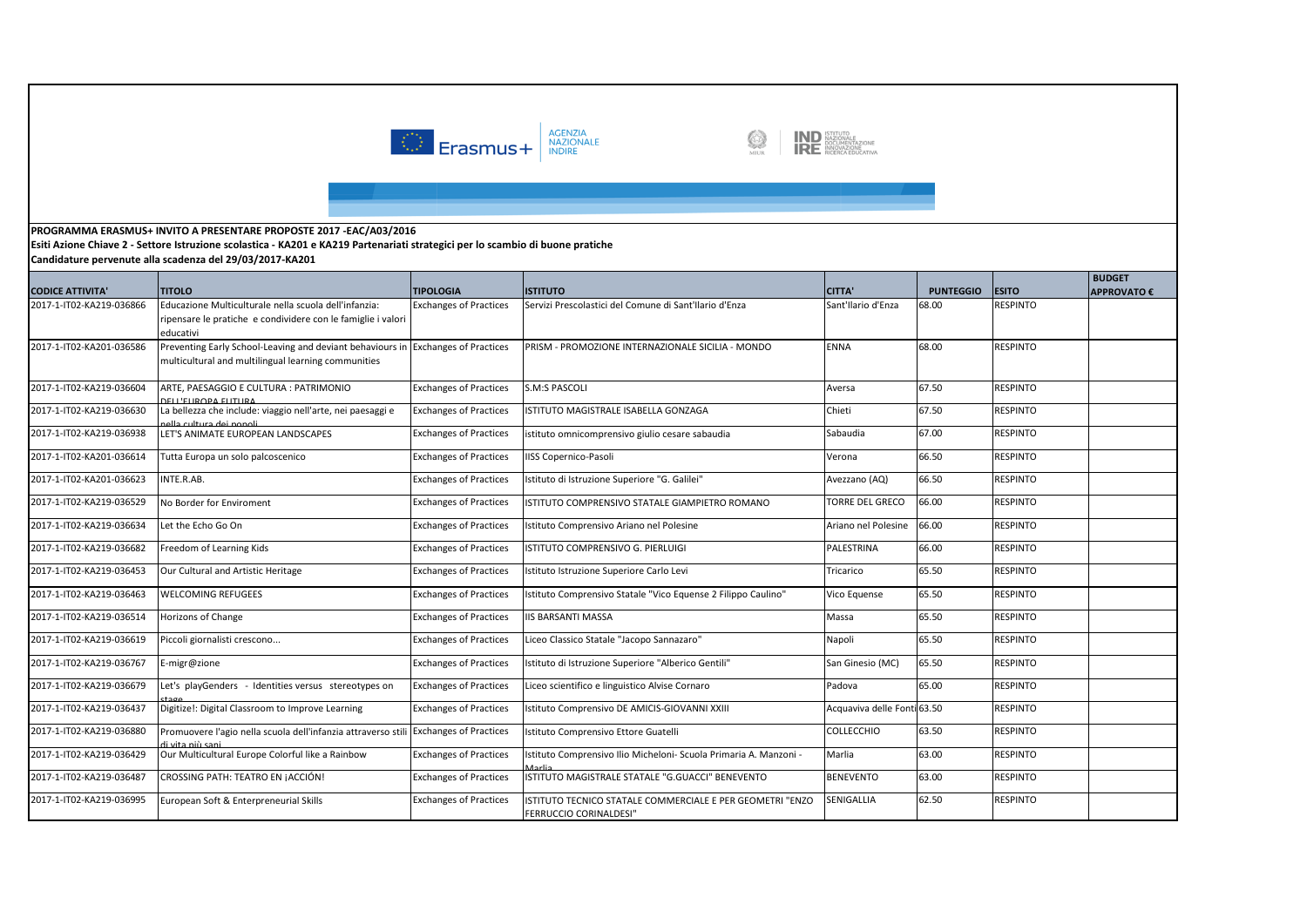**PROGRAMMA ERASMUS+ INVITO A PRESENTARE PROPOSTE 2017 -EAC/A03/2016**
**Esiti Azione Chiave 2 - Settore Istruzione scolastica - KA201 e KA219 Partenariati strategici per lo scambio di buone pratiche**
**Candidature pervenute alla scadenza del 29/03/2017-KA201**

| CODICE ATTIVITA' | TITOLO | TIPOLOGIA | ISTITUTO | CITTA' | PUNTEGGIO | ESITO | BUDGET APPROVATO € |
|---|---|---|---|---|---|---|---|
| 2017-1-IT02-KA219-036866 | Educazione Multiculturale nella scuola dell'infanzia: ripensare le pratiche e condividere con le famiglie i valori educativi | Exchanges of Practices | Servizi Prescolastici del Comune di Sant'Ilario d'Enza | Sant'Ilario d'Enza | 68.00 | RESPINTO | |
| 2017-1-IT02-KA201-036586 | Preventing Early School-Leaving and deviant behaviours in multicultural and multilingual learning communities | Exchanges of Practices | PRISM - PROMOZIONE INTERNAZIONALE SICILIA - MONDO | ENNA | 68.00 | RESPINTO | |
| 2017-1-IT02-KA219-036604 | ARTE, PAESAGGIO E CULTURA : PATRIMONIO DELL'EUROPA FUTURA | Exchanges of Practices | S.M:S PASCOLI | Aversa | 67.50 | RESPINTO | |
| 2017-1-IT02-KA219-036630 | La bellezza che include: viaggio nell'arte, nei paesaggi e nella cultura dei popoli | Exchanges of Practices | ISTITUTO MAGISTRALE ISABELLA GONZAGA | Chieti | 67.50 | RESPINTO | |
| 2017-1-IT02-KA219-036938 | LET'S ANIMATE EUROPEAN LANDSCAPES | Exchanges of Practices | istituto omnicomprensivo giulio cesare sabaudia | Sabaudia | 67.00 | RESPINTO | |
| 2017-1-IT02-KA201-036614 | Tutta Europa un solo palcoscenico | Exchanges of Practices | IISS Copernico-Pasoli | Verona | 66.50 | RESPINTO | |
| 2017-1-IT02-KA201-036623 | INTE.R.AB. | Exchanges of Practices | Istituto di Istruzione Superiore "G. Galilei" | Avezzano (AQ) | 66.50 | RESPINTO | |
| 2017-1-IT02-KA219-036529 | No Border for Enviroment | Exchanges of Practices | ISTITUTO COMPRENSIVO STATALE GIAMPIETRO ROMANO | TORRE DEL GRECO | 66.00 | RESPINTO | |
| 2017-1-IT02-KA219-036634 | Let the Echo Go On | Exchanges of Practices | Istituto Comprensivo Ariano nel Polesine | Ariano nel Polesine | 66.00 | RESPINTO | |
| 2017-1-IT02-KA219-036682 | Freedom of Learning Kids | Exchanges of Practices | ISTITUTO COMPRENSIVO G. PIERLUIGI | PALESTRINA | 66.00 | RESPINTO | |
| 2017-1-IT02-KA219-036453 | Our Cultural and Artistic Heritage | Exchanges of Practices | Istituto Istruzione Superiore Carlo Levi | Tricarico | 65.50 | RESPINTO | |
| 2017-1-IT02-KA219-036463 | WELCOMING REFUGEES | Exchanges of Practices | Istituto Comprensivo Statale "Vico Equense 2 Filippo Caulino" | Vico Equense | 65.50 | RESPINTO | |
| 2017-1-IT02-KA219-036514 | Horizons of Change | Exchanges of Practices | IIS BARSANTI MASSA | Massa | 65.50 | RESPINTO | |
| 2017-1-IT02-KA219-036619 | Piccoli giornalisti crescono... | Exchanges of Practices | Liceo Classico Statale "Jacopo Sannazaro" | Napoli | 65.50 | RESPINTO | |
| 2017-1-IT02-KA219-036767 | E-migr@zione | Exchanges of Practices | Istituto di Istruzione Superiore "Alberico Gentili" | San Ginesio (MC) | 65.50 | RESPINTO | |
| 2017-1-IT02-KA219-036679 | Let's playGenders - Identities versus stereotypes on stage | Exchanges of Practices | Liceo scientifico e linguistico Alvise Cornaro | Padova | 65.00 | RESPINTO | |
| 2017-1-IT02-KA219-036437 | Digitize!: Digital Classroom to Improve Learning | Exchanges of Practices | Istituto Comprensivo DE AMICIS-GIOVANNI XXIII | Acquaviva delle Fonti | 63.50 | RESPINTO | |
| 2017-1-IT02-KA219-036880 | Promuovere l'agio nella scuola dell'infanzia attraverso stili di vita più sani | Exchanges of Practices | Istituto Comprensivo Ettore Guatelli | COLLECCHIO | 63.50 | RESPINTO | |
| 2017-1-IT02-KA219-036429 | Our Multicultural Europe Colorful like a Rainbow | Exchanges of Practices | Istituto Comprensivo Ilio Micheloni- Scuola Primaria A. Manzoni - Marlia | Marlia | 63.00 | RESPINTO | |
| 2017-1-IT02-KA219-036487 | CROSSING PATH: TEATRO EN ¡ACCIÓN! | Exchanges of Practices | ISTITUTO MAGISTRALE STATALE "G.GUACCI" BENEVENTO | BENEVENTO | 63.00 | RESPINTO | |
| 2017-1-IT02-KA219-036995 | European Soft & Enterpreneurial Skills | Exchanges of Practices | ISTITUTO TECNICO STATALE COMMERCIALE E PER GEOMETRI "ENZO FERRUCCIO CORINALDESI" | SENIGALLIA | 62.50 | RESPINTO | |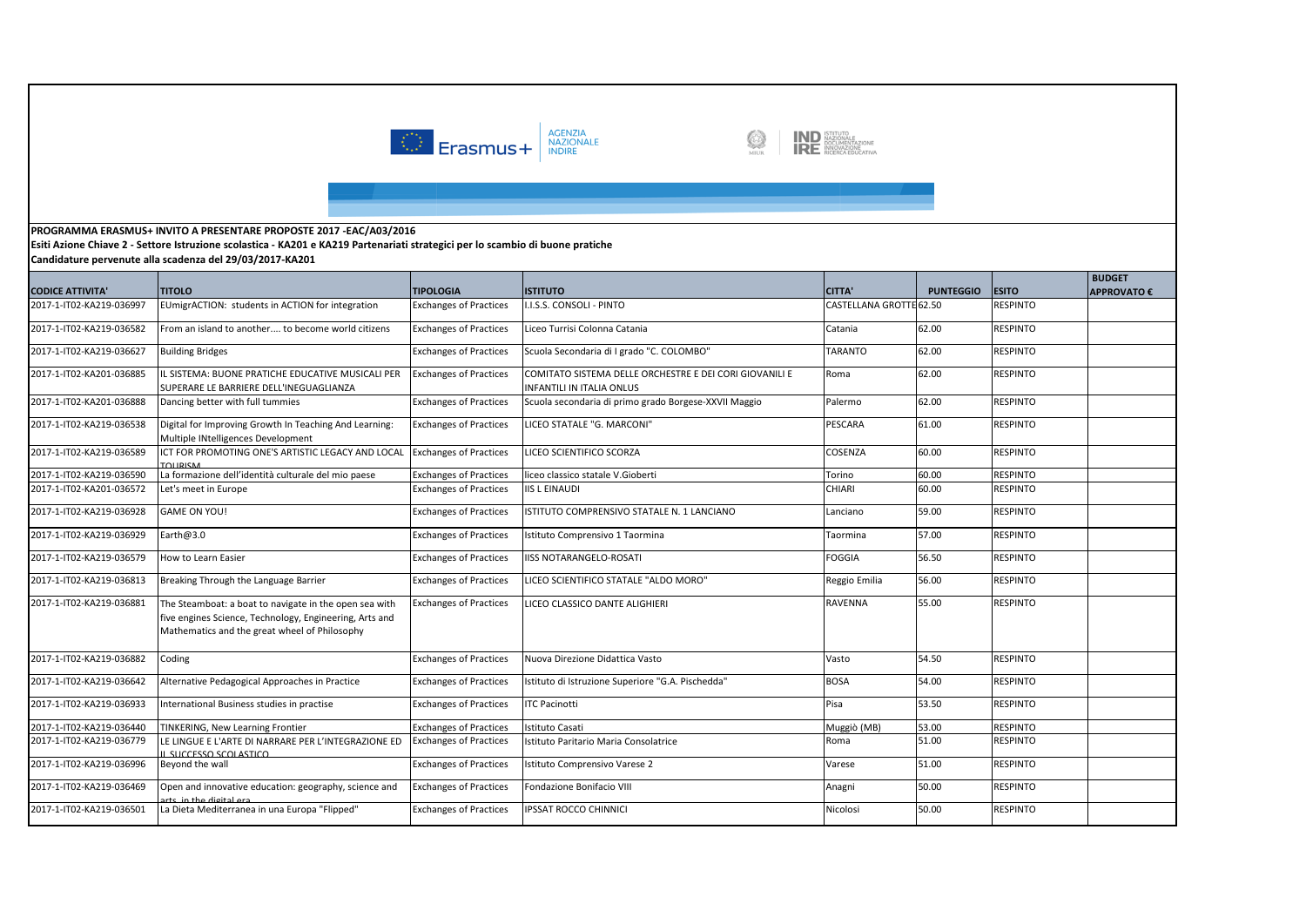**PROGRAMMA ERASMUS+ INVITO A PRESENTARE PROPOSTE 2017 -EAC/A03/2016**
**Esiti Azione Chiave 2 - Settore Istruzione scolastica - KA201 e KA219 Partenariati strategici per lo scambio di buone pratiche**
**Candidature pervenute alla scadenza del 29/03/2017-KA201**

| CODICE ATTIVITA' | TITOLO | TIPOLOGIA | ISTITUTO | CITTA' | PUNTEGGIO | ESITO | BUDGET APPROVATO € |
|---|---|---|---|---|---|---|---|
| 2017-1-IT02-KA219-036997 | EUmigrACTION: students in ACTION for integration | Exchanges of Practices | I.I.S.S. CONSOLI - PINTO | CASTELLANA GROTTE | 62.50 | RESPINTO | |
| 2017-1-IT02-KA219-036582 | From an island to another.... to become world citizens | Exchanges of Practices | Liceo Turrisi Colonna Catania | Catania | 62.00 | RESPINTO | |
| 2017-1-IT02-KA219-036627 | Building Bridges | Exchanges of Practices | Scuola Secondaria di I grado "C. COLOMBO" | TARANTO | 62.00 | RESPINTO | |
| 2017-1-IT02-KA201-036885 | IL SISTEMA: BUONE PRATICHE EDUCATIVE MUSICALI PER SUPERARE LE BARRIERE DELL'INEGUAGLIANZA | Exchanges of Practices | COMITATO SISTEMA DELLE ORCHESTRE E DEI CORI GIOVANILI E INFANTILI IN ITALIA ONLUS | Roma | 62.00 | RESPINTO | |
| 2017-1-IT02-KA201-036888 | Dancing better with full tummies | Exchanges of Practices | Scuola secondaria di primo grado Borgese-XXVII Maggio | Palermo | 62.00 | RESPINTO | |
| 2017-1-IT02-KA219-036538 | Digital for Improving Growth In Teaching And Learning: Multiple INtelligences Development | Exchanges of Practices | LICEO STATALE "G. MARCONI" | PESCARA | 61.00 | RESPINTO | |
| 2017-1-IT02-KA219-036589 | ICT FOR PROMOTING ONE'S ARTISTIC LEGACY AND LOCAL TOURISM | Exchanges of Practices | LICEO SCIENTIFICO SCORZA | COSENZA | 60.00 | RESPINTO | |
| 2017-1-IT02-KA219-036590 | La formazione dell'identità culturale del mio paese | Exchanges of Practices | liceo classico statale V.Gioberti | Torino | 60.00 | RESPINTO | |
| 2017-1-IT02-KA201-036572 | Let's meet in Europe | Exchanges of Practices | IIS L EINAUDI | CHIARI | 60.00 | RESPINTO | |
| 2017-1-IT02-KA219-036928 | GAME ON YOU! | Exchanges of Practices | ISTITUTO COMPRENSIVO STATALE N. 1 LANCIANO | Lanciano | 59.00 | RESPINTO | |
| 2017-1-IT02-KA219-036929 | Earth@3.0 | Exchanges of Practices | Istituto Comprensivo 1 Taormina | Taormina | 57.00 | RESPINTO | |
| 2017-1-IT02-KA219-036579 | How to Learn Easier | Exchanges of Practices | IISS NOTARANGELO-ROSATI | FOGGIA | 56.50 | RESPINTO | |
| 2017-1-IT02-KA219-036813 | Breaking Through the Language Barrier | Exchanges of Practices | LICEO SCIENTIFICO STATALE "ALDO MORO" | Reggio Emilia | 56.00 | RESPINTO | |
| 2017-1-IT02-KA219-036881 | The Steamboat: a boat to navigate in the open sea with five engines Science, Technology, Engineering, Arts and Mathematics and the great wheel of Philosophy | Exchanges of Practices | LICEO CLASSICO DANTE ALIGHIERI | RAVENNA | 55.00 | RESPINTO | |
| 2017-1-IT02-KA219-036882 | Coding | Exchanges of Practices | Nuova Direzione Didattica Vasto | Vasto | 54.50 | RESPINTO | |
| 2017-1-IT02-KA219-036642 | Alternative Pedagogical Approaches in Practice | Exchanges of Practices | Istituto di Istruzione Superiore "G.A. Pischedda" | BOSA | 54.00 | RESPINTO | |
| 2017-1-IT02-KA219-036933 | International Business studies in practise | Exchanges of Practices | ITC Pacinotti | Pisa | 53.50 | RESPINTO | |
| 2017-1-IT02-KA219-036440 | TINKERING, New Learning Frontier | Exchanges of Practices | Istituto Casati | Muggiò (MB) | 53.00 | RESPINTO | |
| 2017-1-IT02-KA219-036779 | LE LINGUE E L'ARTE DI NARRARE PER L'INTEGRAZIONE ED IL SUCCESSO SCOLASTICO | Exchanges of Practices | Istituto Paritario Maria Consolatrice | Roma | 51.00 | RESPINTO | |
| 2017-1-IT02-KA219-036996 | Beyond the wall | Exchanges of Practices | Istituto Comprensivo Varese 2 | Varese | 51.00 | RESPINTO | |
| 2017-1-IT02-KA219-036469 | Open and innovative education: geography, science and arts in the digital era | Exchanges of Practices | Fondazione Bonifacio VIII | Anagni | 50.00 | RESPINTO | |
| 2017-1-IT02-KA219-036501 | La Dieta Mediterranea in una Europa "Flipped" | Exchanges of Practices | IPSSAT ROCCO CHINNICI | Nicolosi | 50.00 | RESPINTO | |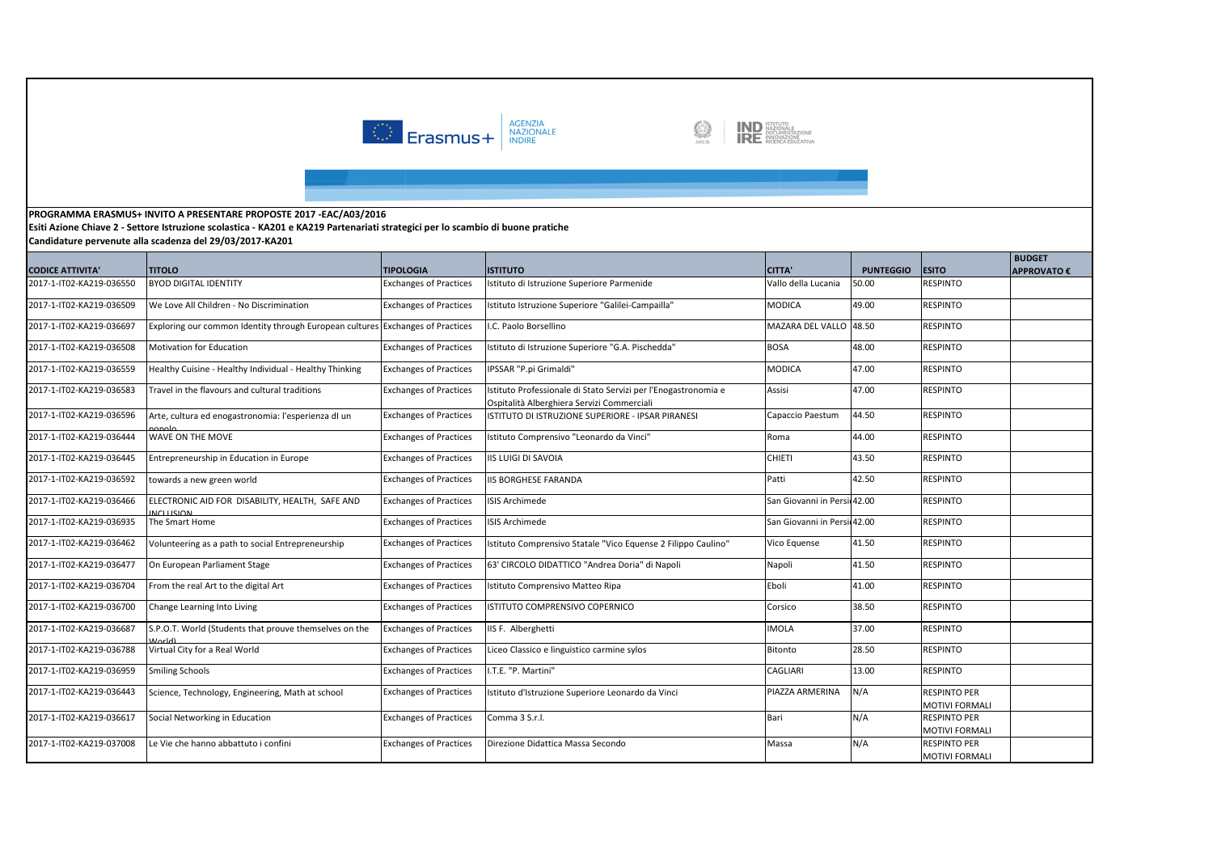**PROGRAMMA ERASMUS+ INVITO A PRESENTARE PROPOSTE 2017 -EAC/A03/2016**

**Esiti Azione Chiave 2 - Settore Istruzione scolastica - KA201 e KA219 Partenariati strategici per lo scambio di buone pratiche**

**Candidature pervenute alla scadenza del 29/03/2017-KA201**

| CODICE ATTIVITA' | TITOLO | TIPOLOGIA | ISTITUTO | CITTA' | PUNTEGGIO | ESITO | BUDGET APPROVATO € |
|---|---|---|---|---|---|---|---|
| 2017-1-IT02-KA219-036550 | BYOD DIGITAL IDENTITY | Exchanges of Practices | Istituto di Istruzione Superiore Parmenide | Vallo della Lucania | 50.00 | RESPINTO | |
| 2017-1-IT02-KA219-036509 | We Love All Children - No Discrimination | Exchanges of Practices | Istituto Istruzione Superiore "Galilei-Campailla" | MODICA | 49.00 | RESPINTO | |
| 2017-1-IT02-KA219-036697 | Exploring our common Identity through European cultures | Exchanges of Practices | I.C. Paolo Borsellino | MAZARA DEL VALLO | 48.50 | RESPINTO | |
| 2017-1-IT02-KA219-036508 | Motivation for Education | Exchanges of Practices | Istituto di Istruzione Superiore "G.A. Pischedda" | BOSA | 48.00 | RESPINTO | |
| 2017-1-IT02-KA219-036559 | Healthy Cuisine - Healthy Individual - Healthy Thinking | Exchanges of Practices | IPSSAR "P.pi Grimaldi" | MODICA | 47.00 | RESPINTO | |
| 2017-1-IT02-KA219-036583 | Travel in the flavours and cultural traditions | Exchanges of Practices | Istituto Professionale di Stato Servizi per l'Enogastronomia e Ospitalità Alberghiera Servizi Commerciali | Assisi | 47.00 | RESPINTO | |
| 2017-1-IT02-KA219-036596 | Arte, cultura ed enogastronomia: l'esperienza dI un popolo | Exchanges of Practices | ISTITUTO DI ISTRUZIONE SUPERIORE - IPSAR PIRANESI | Capaccio Paestum | 44.50 | RESPINTO | |
| 2017-1-IT02-KA219-036444 | WAVE ON THE MOVE | Exchanges of Practices | Istituto Comprensivo "Leonardo da Vinci" | Roma | 44.00 | RESPINTO | |
| 2017-1-IT02-KA219-036445 | Entrepreneurship in Education in Europe | Exchanges of Practices | IIS LUIGI DI SAVOIA | CHIETI | 43.50 | RESPINTO | |
| 2017-1-IT02-KA219-036592 | towards a new green world | Exchanges of Practices | IIS BORGHESE FARANDA | Patti | 42.50 | RESPINTO | |
| 2017-1-IT02-KA219-036466 | ELECTRONIC AID FOR DISABILITY, HEALTH, SAFE AND INCLUSION | Exchanges of Practices | ISIS Archimede | San Giovanni in Persi | 42.00 | RESPINTO | |
| 2017-1-IT02-KA219-036935 | The Smart Home | Exchanges of Practices | ISIS Archimede | San Giovanni in Persi | 42.00 | RESPINTO | |
| 2017-1-IT02-KA219-036462 | Volunteering as a path to social Entrepreneurship | Exchanges of Practices | Istituto Comprensivo Statale "Vico Equense 2 Filippo Caulino" | Vico Equense | 41.50 | RESPINTO | |
| 2017-1-IT02-KA219-036477 | On European Parliament Stage | Exchanges of Practices | 63' CIRCOLO DIDATTICO "Andrea Doria" di Napoli | Napoli | 41.50 | RESPINTO | |
| 2017-1-IT02-KA219-036704 | From the real Art to the digital Art | Exchanges of Practices | Istituto Comprensivo Matteo Ripa | Eboli | 41.00 | RESPINTO | |
| 2017-1-IT02-KA219-036700 | Change Learning Into Living | Exchanges of Practices | ISTITUTO COMPRENSIVO COPERNICO | Corsico | 38.50 | RESPINTO | |
| 2017-1-IT02-KA219-036687 | S.P.O.T. World (Students that prouve themselves on the World) | Exchanges of Practices | IIS F. Alberghetti | IMOLA | 37.00 | RESPINTO | |
| 2017-1-IT02-KA219-036788 | Virtual City for a Real World | Exchanges of Practices | Liceo Classico e linguistico carmine sylos | Bitonto | 28.50 | RESPINTO | |
| 2017-1-IT02-KA219-036959 | Smiling Schools | Exchanges of Practices | I.T.E. "P. Martini" | CAGLIARI | 13.00 | RESPINTO | |
| 2017-1-IT02-KA219-036443 | Science, Technology, Engineering, Math at school | Exchanges of Practices | Istituto d'Istruzione Superiore Leonardo da Vinci | PIAZZA ARMERINA | N/A | RESPINTO PER MOTIVI FORMALI | |
| 2017-1-IT02-KA219-036617 | Social Networking in Education | Exchanges of Practices | Comma 3 S.r.l. | Bari | N/A | RESPINTO PER MOTIVI FORMALI | |
| 2017-1-IT02-KA219-037008 | Le Vie che hanno abbattuto i confini | Exchanges of Practices | Direzione Didattica Massa Secondo | Massa | N/A | RESPINTO PER MOTIVI FORMALI | |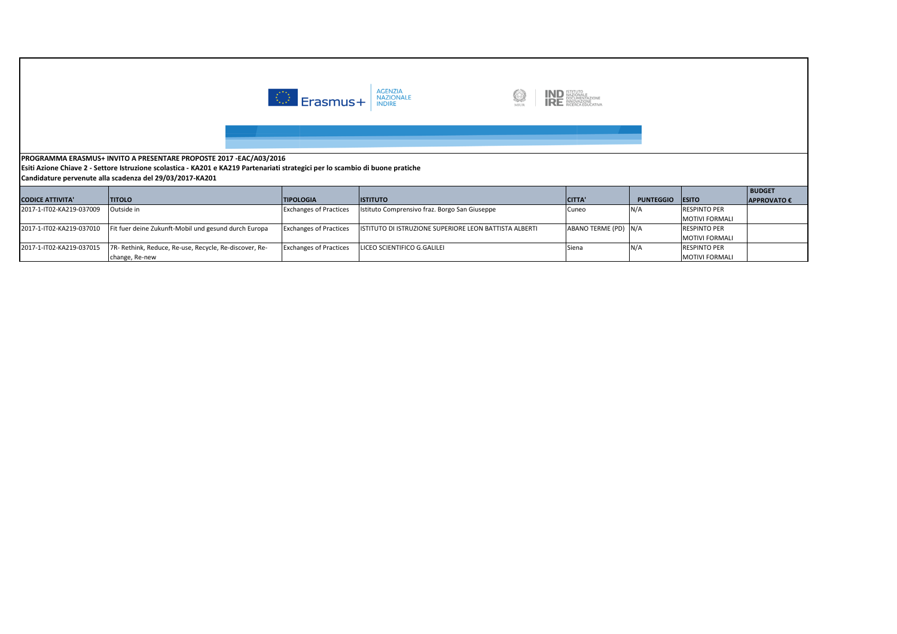**PROGRAMMA ERASMUS+ INVITO A PRESENTARE PROPOSTE 2017 -EAC/A03/2016**

**Esiti Azione Chiave 2 - Settore Istruzione scolastica - KA201 e KA219 Partenariati strategici per lo scambio di buone pratiche**

**Candidature pervenute alla scadenza del 29/03/2017-KA201**

| CODICE ATTIVITA' | TITOLO | TIPOLOGIA | ISTITUTO | CITTA' | PUNTEGGIO | ESITO | BUDGET APPROVATO € |
|---|---|---|---|---|---|---|---|
| 2017-1-IT02-KA219-037009 | Outside in | Exchanges of Practices | Istituto Comprensivo fraz. Borgo San Giuseppe | Cuneo | N/A | RESPINTO PER MOTIVI FORMALI | |
| 2017-1-IT02-KA219-037010 | Fit fuer deine Zukunft-Mobil und gesund durch Europa | Exchanges of Practices | ISTITUTO DI ISTRUZIONE SUPERIORE LEON BATTISTA ALBERTI | ABANO TERME (PD) | N/A | RESPINTO PER MOTIVI FORMALI | |
| 2017-1-IT02-KA219-037015 | 7R- Rethink, Reduce, Re-use, Recycle, Re-discover, Re-change, Re-new | Exchanges of Practices | LICEO SCIENTIFICO G.GALILEI | Siena | N/A | RESPINTO PER MOTIVI FORMALI | |